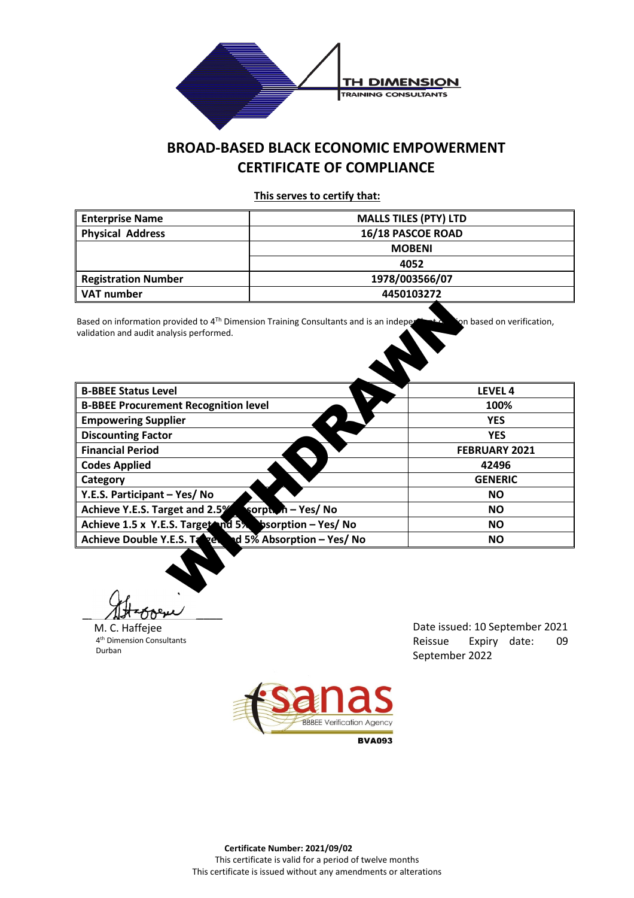TH DIMENSION
TRAINING CONSULTANTS

# BROAD-BASED BLACK ECONOMIC EMPOWERMENT CERTIFICATE OF COMPLIANCE

**This serves to certify that:**

| | |
|---|---|
| **Enterprise Name** | **MALLS TILES (PTY) LTD** |
| **Physical Address** | **16/18 PASCOE ROAD** |
| | **MOBENI** |
| | **4052** |
| **Registration Number** | **1978/003566/07** |
| **VAT number** | **4450103272** |

Based on information provided to 4[Th] Dimension Training Consultants and is an independent opinion based on verification, validation and audit analysis performed.

WITHDRAWN

| | |
|---|---|
| **B-BBEE Status Level** | **LEVEL 4** |
| **B-BBEE Procurement Recognition level** | **100%** |
| **Empowering Supplier** | **YES** |
| **Discounting Factor** | **YES** |
| **Financial Period** | **FEBRUARY 2021** |
| **Codes Applied** | **42496** |
| **Category** | **GENERIC** |
| **Y.E.S. Participant – Yes/ No** | **NO** |
| **Achieve Y.E.S. Target and 2.5% Absorption – Yes/ No** | **NO** |
| **Achieve 1.5 x Y.E.S. Target and 5% Absorption – Yes/ No** | **NO** |
| **Achieve Double Y.E.S. Target and 5% Absorption – Yes/ No** | **NO** |

M. C. Haffejee
4[th] Dimension Consultants
Durban

Date issued: 10 September 2021
Reissue Expiry date: 09 September 2022

sanas
BBBEE Verification Agency
**BVA093**

**Certificate Number: 2021/09/02**
This certificate is valid for a period of twelve months
This certificate is issued without any amendments or alterations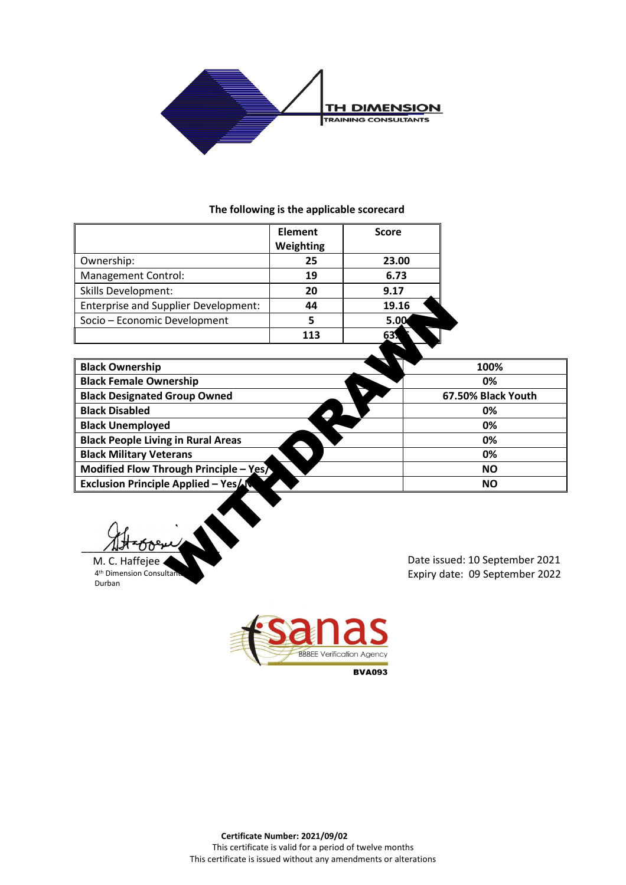4TH DIMENSION
TRAINING CONSULTANTS

**The following is the applicable scorecard**

| | Element Weighting | Score |
|---|---|---|
| Ownership: | 25 | 23.00 |
| Management Control: | 19 | 6.73 |
| Skills Development: | 20 | 9.17 |
| Enterprise and Supplier Development: | 44 | 19.16 |
| Socio – Economic Development | 5 | 5.00 |
| | 113 | 63. |

| | |
|---|---|
| **Black Ownership** | **100%** |
| **Black Female Ownership** | **0%** |
| **Black Designated Group Owned** | **67.50% Black Youth** |
| **Black Disabled** | **0%** |
| **Black Unemployed** | **0%** |
| **Black People Living in Rural Areas** | **0%** |
| **Black Military Veterans** | **0%** |
| **Modified Flow Through Principle – Yes/** | **NO** |
| **Exclusion Principle Applied – Yes/** | **NO** |

WITHDRAWN

M. C. Haffejee
4[th] Dimension Consultants
Durban

Date issued: 10 September 2021
Expiry date: 09 September 2022

sanas
BBBEE Verification Agency
BVA093

**Certificate Number: 2021/09/02**
This certificate is valid for a period of twelve months
This certificate is issued without any amendments or alterations